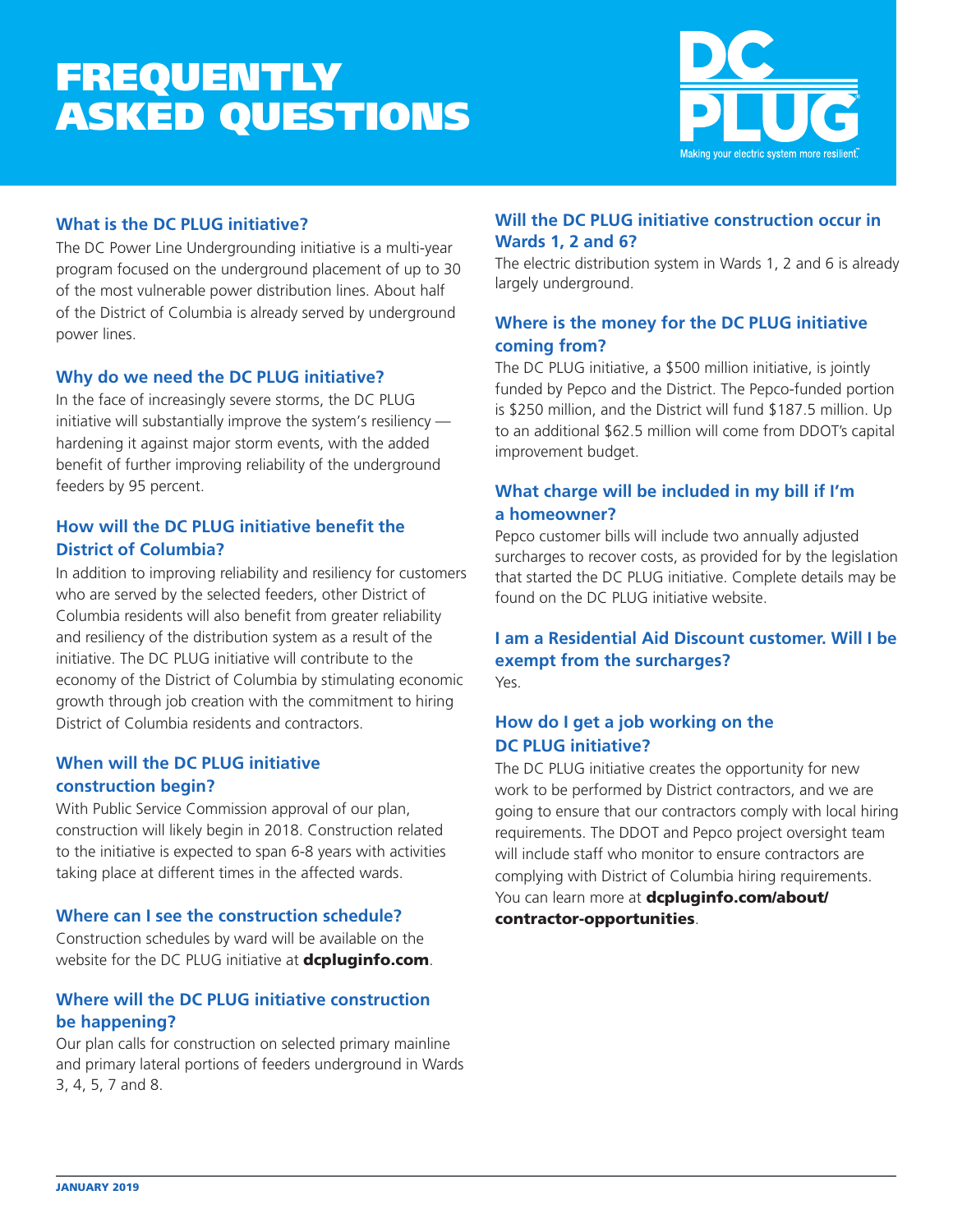# FREQUENTLY ASKED QUESTIONS

DC PLUG

Making your electric system more resilient.

### What is the DC PLUG initiative?

The DC Power Line Undergrounding initiative is a multi-year program focused on the underground placement of up to 30 of the most vulnerable power distribution lines. About half of the District of Columbia is already served by underground power lines.

### Why do we need the DC PLUG initiative?

In the face of increasingly severe storms, the DC PLUG initiative will substantially improve the system's resiliency — hardening it against major storm events, with the added benefit of further improving reliability of the underground feeders by 95 percent.

### How will the DC PLUG initiative benefit the District of Columbia?

In addition to improving reliability and resiliency for customers who are served by the selected feeders, other District of Columbia residents will also benefit from greater reliability and resiliency of the distribution system as a result of the initiative. The DC PLUG initiative will contribute to the economy of the District of Columbia by stimulating economic growth through job creation with the commitment to hiring District of Columbia residents and contractors.

### When will the DC PLUG initiative construction begin?

With Public Service Commission approval of our plan, construction will likely begin in 2018. Construction related to the initiative is expected to span 6-8 years with activities taking place at different times in the affected wards.

### Where can I see the construction schedule?

Construction schedules by ward will be available on the website for the DC PLUG initiative at **dcpluginfo.com**.

### Where will the DC PLUG initiative construction be happening?

Our plan calls for construction on selected primary mainline and primary lateral portions of feeders underground in Wards 3, 4, 5, 7 and 8.

### Will the DC PLUG initiative construction occur in Wards 1, 2 and 6?

The electric distribution system in Wards 1, 2 and 6 is already largely underground.

### Where is the money for the DC PLUG initiative coming from?

The DC PLUG initiative, a $500 million initiative, is jointly funded by Pepco and the District. The Pepco-funded portion is $250 million, and the District will fund $187.5 million. Up to an additional $62.5 million will come from DDOT's capital improvement budget.

### What charge will be included in my bill if I'm a homeowner?

Pepco customer bills will include two annually adjusted surcharges to recover costs, as provided for by the legislation that started the DC PLUG initiative. Complete details may be found on the DC PLUG initiative website.

### I am a Residential Aid Discount customer. Will I be exempt from the surcharges?

Yes.

### How do I get a job working on the DC PLUG initiative?

The DC PLUG initiative creates the opportunity for new work to be performed by District contractors, and we are going to ensure that our contractors comply with local hiring requirements. The DDOT and Pepco project oversight team will include staff who monitor to ensure contractors are complying with District of Columbia hiring requirements. You can learn more at **dcpluginfo.com/about/contractor-opportunities**.

JANUARY 2019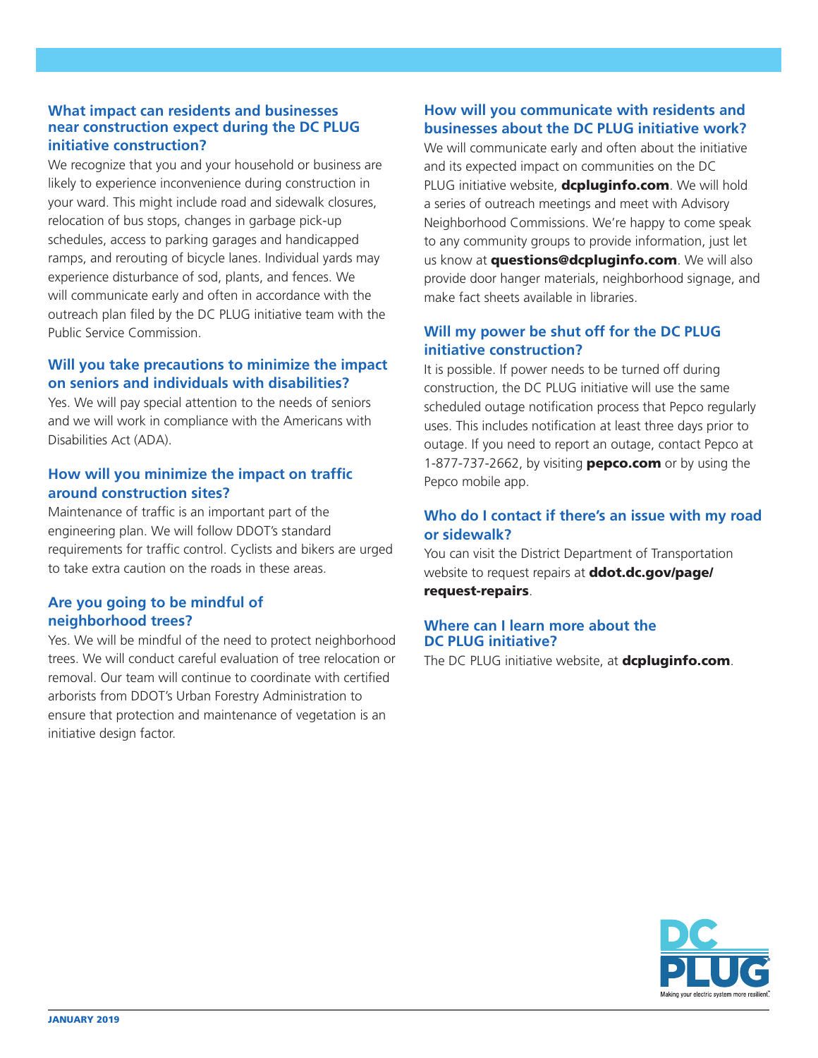### What impact can residents and businesses near construction expect during the DC PLUG initiative construction?

We recognize that you and your household or business are likely to experience inconvenience during construction in your ward. This might include road and sidewalk closures, relocation of bus stops, changes in garbage pick-up schedules, access to parking garages and handicapped ramps, and rerouting of bicycle lanes. Individual yards may experience disturbance of sod, plants, and fences. We will communicate early and often in accordance with the outreach plan filed by the DC PLUG initiative team with the Public Service Commission.

### Will you take precautions to minimize the impact on seniors and individuals with disabilities?

Yes. We will pay special attention to the needs of seniors and we will work in compliance with the Americans with Disabilities Act (ADA).

### How will you minimize the impact on traffic around construction sites?

Maintenance of traffic is an important part of the engineering plan. We will follow DDOT's standard requirements for traffic control. Cyclists and bikers are urged to take extra caution on the roads in these areas.

### Are you going to be mindful of neighborhood trees?

Yes. We will be mindful of the need to protect neighborhood trees. We will conduct careful evaluation of tree relocation or removal. Our team will continue to coordinate with certified arborists from DDOT's Urban Forestry Administration to ensure that protection and maintenance of vegetation is an initiative design factor.

### How will you communicate with residents and businesses about the DC PLUG initiative work?

We will communicate early and often about the initiative and its expected impact on communities on the DC PLUG initiative website, **dcpluginfo.com**. We will hold a series of outreach meetings and meet with Advisory Neighborhood Commissions. We're happy to come speak to any community groups to provide information, just let us know at **questions@dcpluginfo.com**. We will also provide door hanger materials, neighborhood signage, and make fact sheets available in libraries.

### Will my power be shut off for the DC PLUG initiative construction?

It is possible. If power needs to be turned off during construction, the DC PLUG initiative will use the same scheduled outage notification process that Pepco regularly uses. This includes notification at least three days prior to outage. If you need to report an outage, contact Pepco at 1-877-737-2662, by visiting **pepco.com** or by using the Pepco mobile app.

### Who do I contact if there's an issue with my road or sidewalk?

You can visit the District Department of Transportation website to request repairs at **ddot.dc.gov/page/request-repairs**.

### Where can I learn more about the DC PLUG initiative?

The DC PLUG initiative website, at **dcpluginfo.com**.

DC PLUG

Making your electric system more resilient.

JANUARY 2019